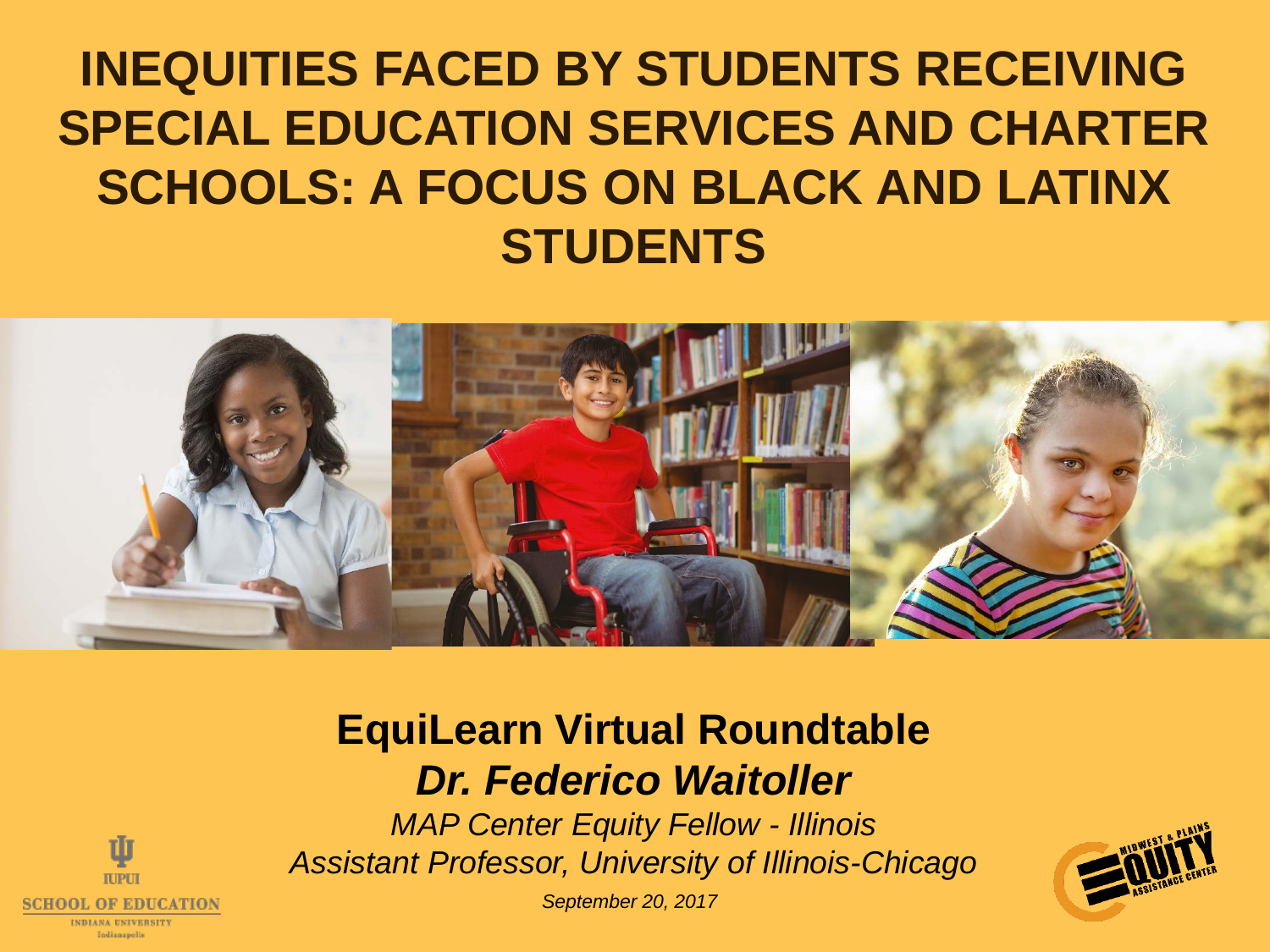# INEQUITIES FACED BY STUDENTS RECEIVING SPECIAL EDUCATION SERVICES AND CHARTER SCHOOLS: A FOCUS ON BLACK AND LATINX STUDENTS

**EquiLearn Virtual Roundtable**

***Dr. Federico Waitoller***

*MAP Center Equity Fellow - Illinois*

*Assistant Professor, University of Illinois-Chicago*

*September 20, 2017*

IUPUI SCHOOL OF EDUCATION
INDIANA UNIVERSITY
Indianapolis

MIDWEST & PLAINS EQUITY ASSISTANCE CENTER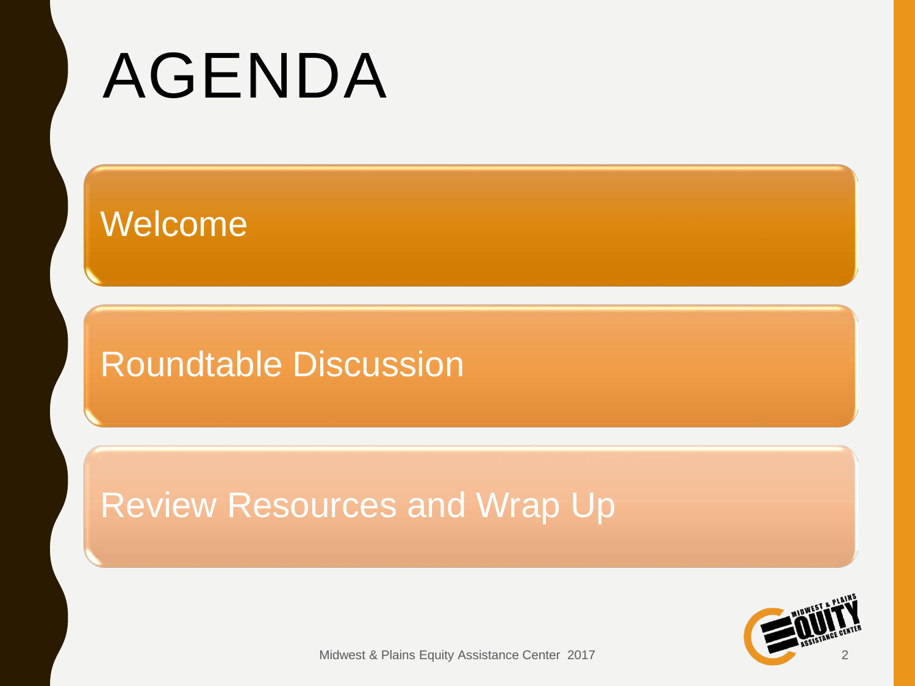# AGENDA

- Welcome
- Roundtable Discussion
- Review Resources and Wrap Up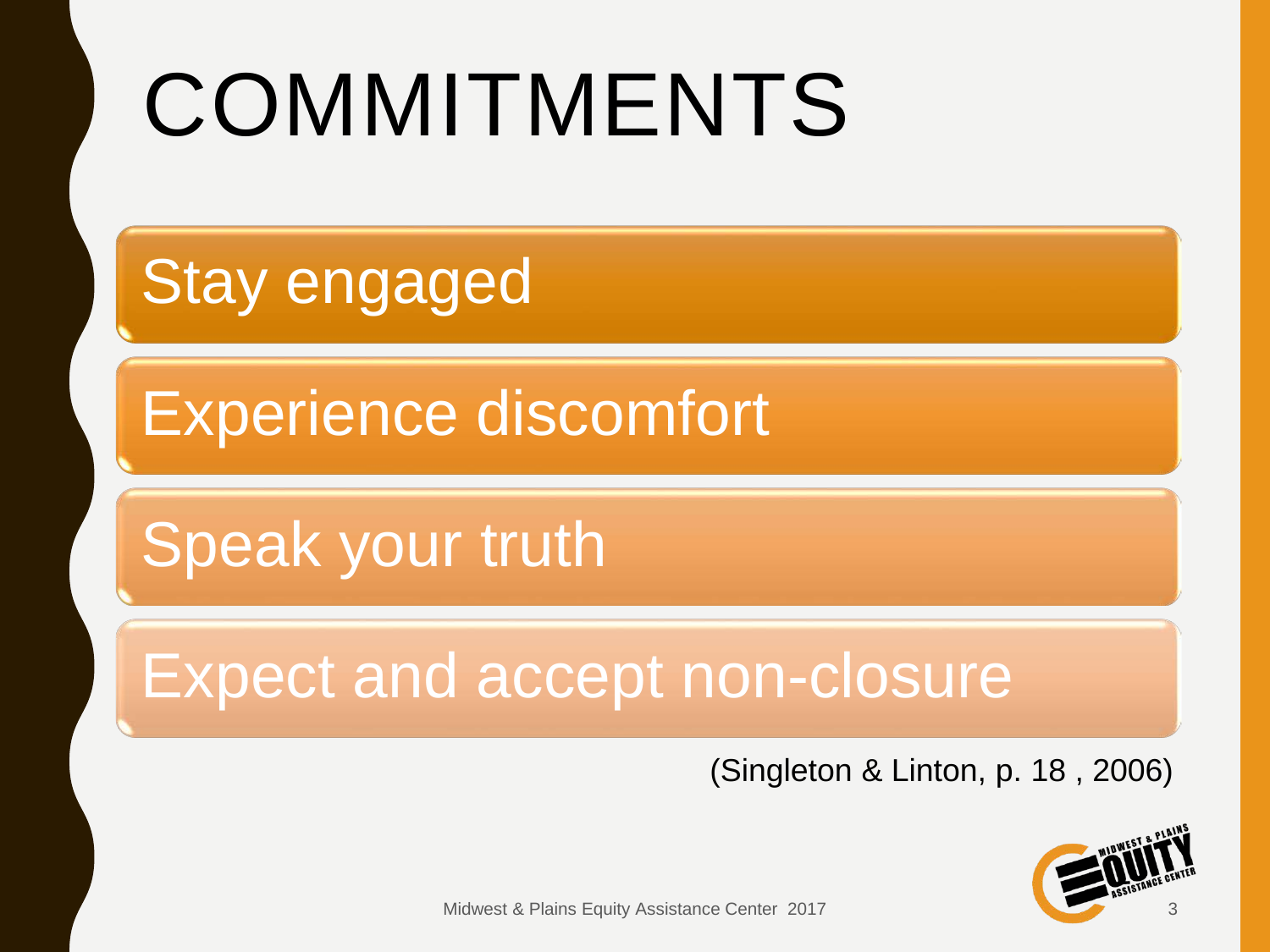# COMMITMENTS

- Stay engaged
- Experience discomfort
- Speak your truth
- Expect and accept non-closure

(Singleton & Linton, p. 18 , 2006)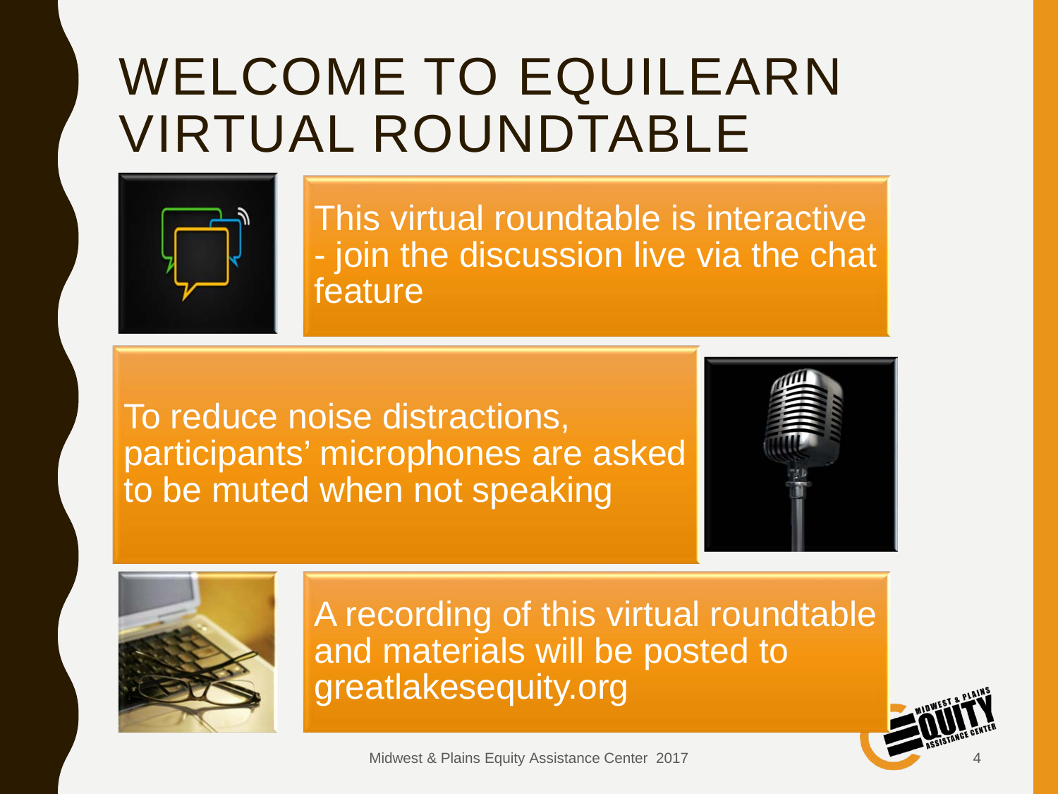# WELCOME TO EQUILEARN VIRTUAL ROUNDTABLE

This virtual roundtable is interactive - join the discussion live via the chat feature

To reduce noise distractions, participants' microphones are asked to be muted when not speaking

A recording of this virtual roundtable and materials will be posted to greatlakesequity.org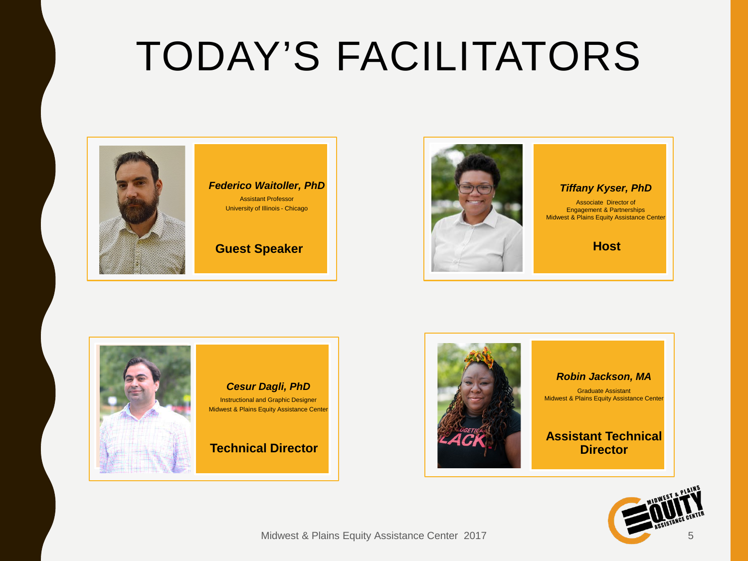# TODAY'S FACILITATORS

***Federico Waitoller, PhD***
Assistant Professor
University of Illinois - Chicago

**Guest Speaker**

***Tiffany Kyser, PhD***
Associate Director of
Engagement & Partnerships
Midwest & Plains Equity Assistance Center

**Host**

***Cesur Dagli, PhD***
Instructional and Graphic Designer
Midwest & Plains Equity Assistance Center

**Technical Director**

***Robin Jackson, MA***
Graduate Assistant
Midwest & Plains Equity Assistance Center

**Assistant Technical Director**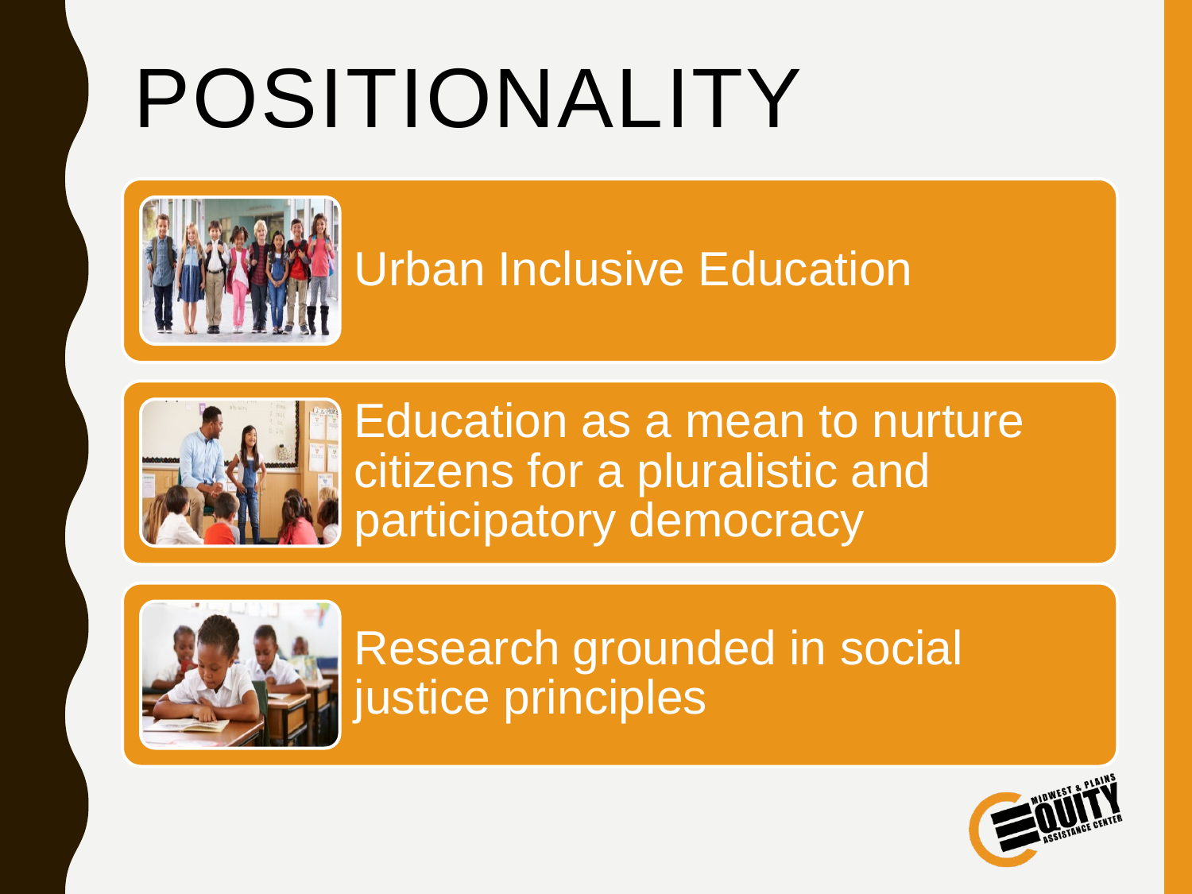# POSITIONALITY

- Urban Inclusive Education
- Education as a mean to nurture citizens for a pluralistic and participatory democracy
- Research grounded in social justice principles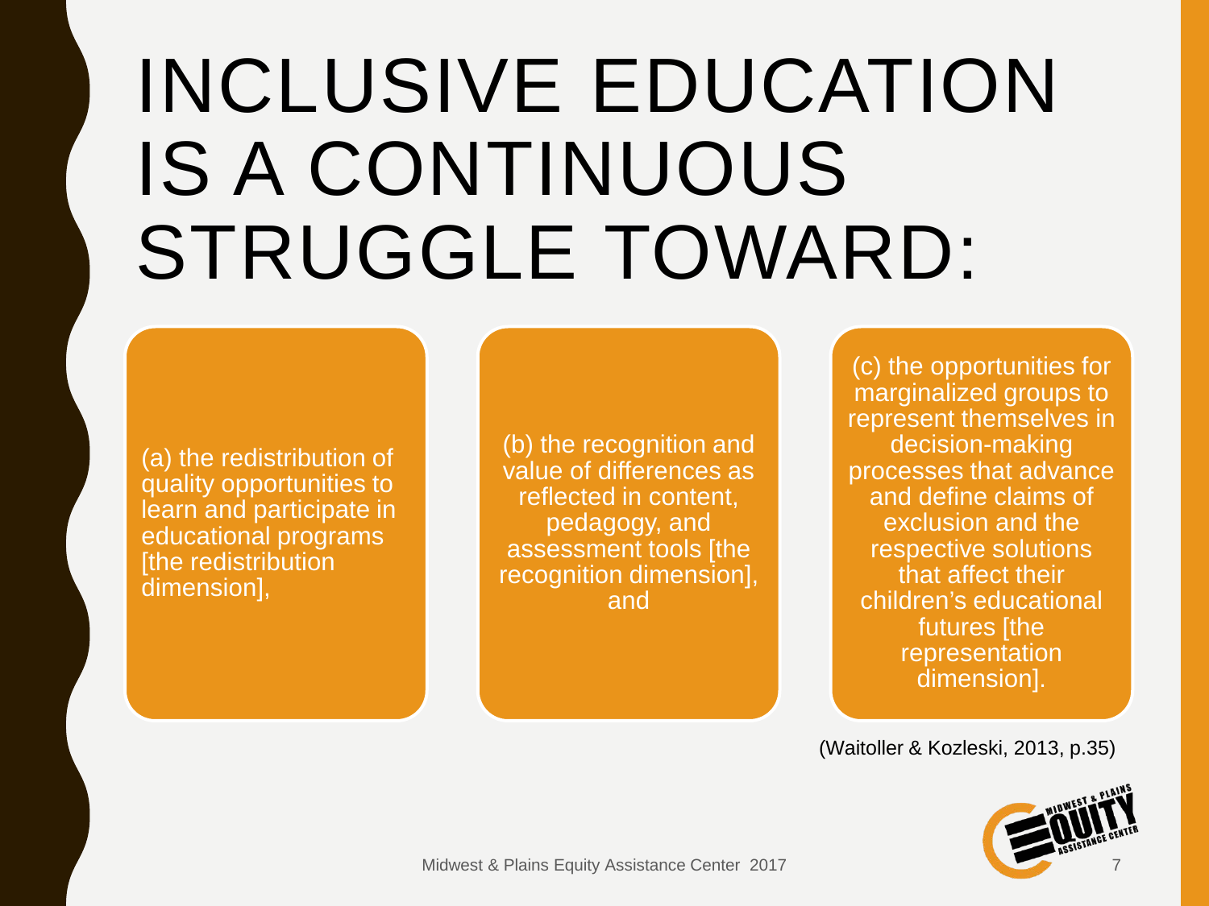# INCLUSIVE EDUCATION IS A CONTINUOUS STRUGGLE TOWARD:

(a) the redistribution of quality opportunities to learn and participate in educational programs [the redistribution dimension],

(b) the recognition and value of differences as reflected in content, pedagogy, and assessment tools [the recognition dimension], and

(c) the opportunities for marginalized groups to represent themselves in decision-making processes that advance and define claims of exclusion and the respective solutions that affect their children's educational futures [the representation dimension].

(Waitoller & Kozleski, 2013, p.35)

Midwest & Plains Equity Assistance Center 2017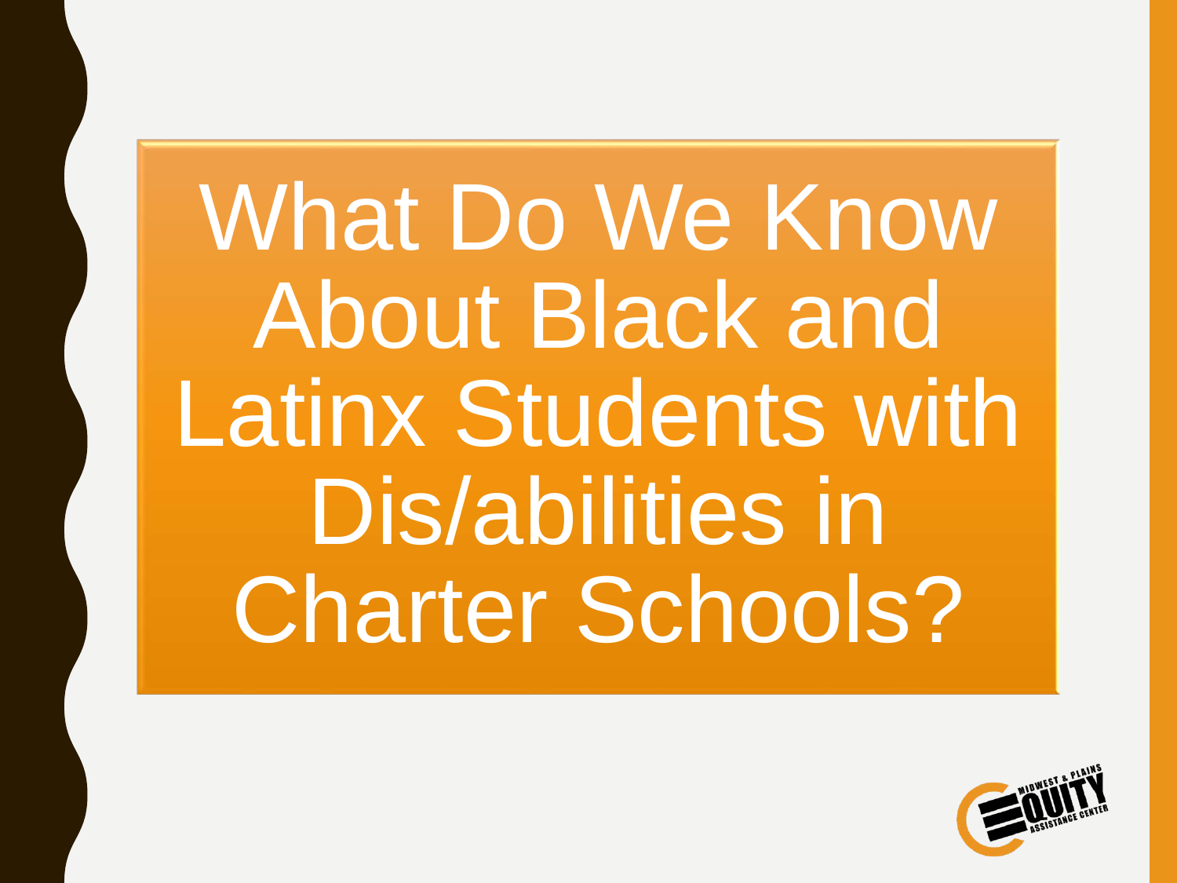# What Do We Know About Black and Latinx Students with Dis/abilities in Charter Schools?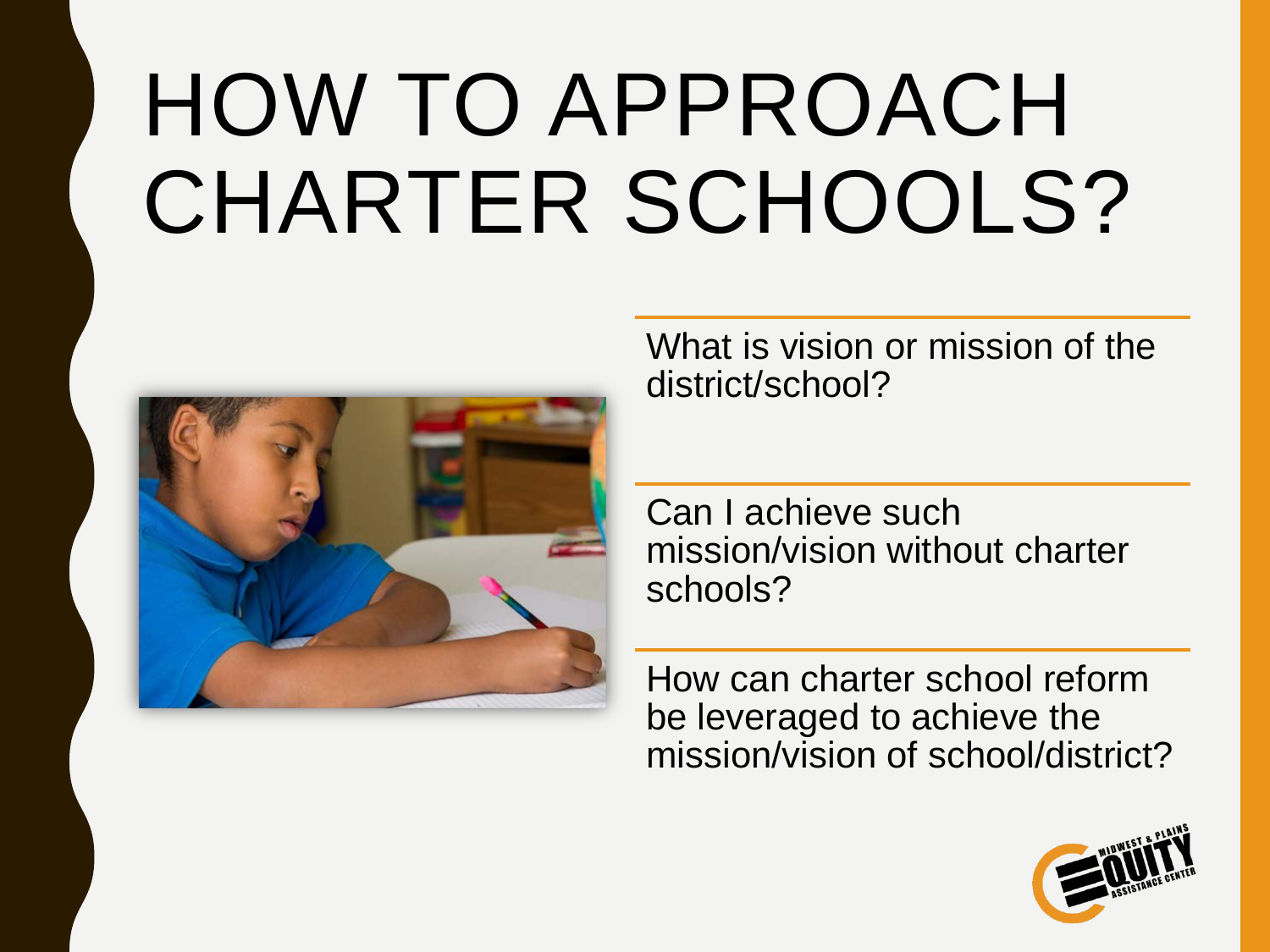# HOW TO APPROACH CHARTER SCHOOLS?

What is vision or mission of the district/school?

Can I achieve such mission/vision without charter schools?

How can charter school reform be leveraged to achieve the mission/vision of school/district?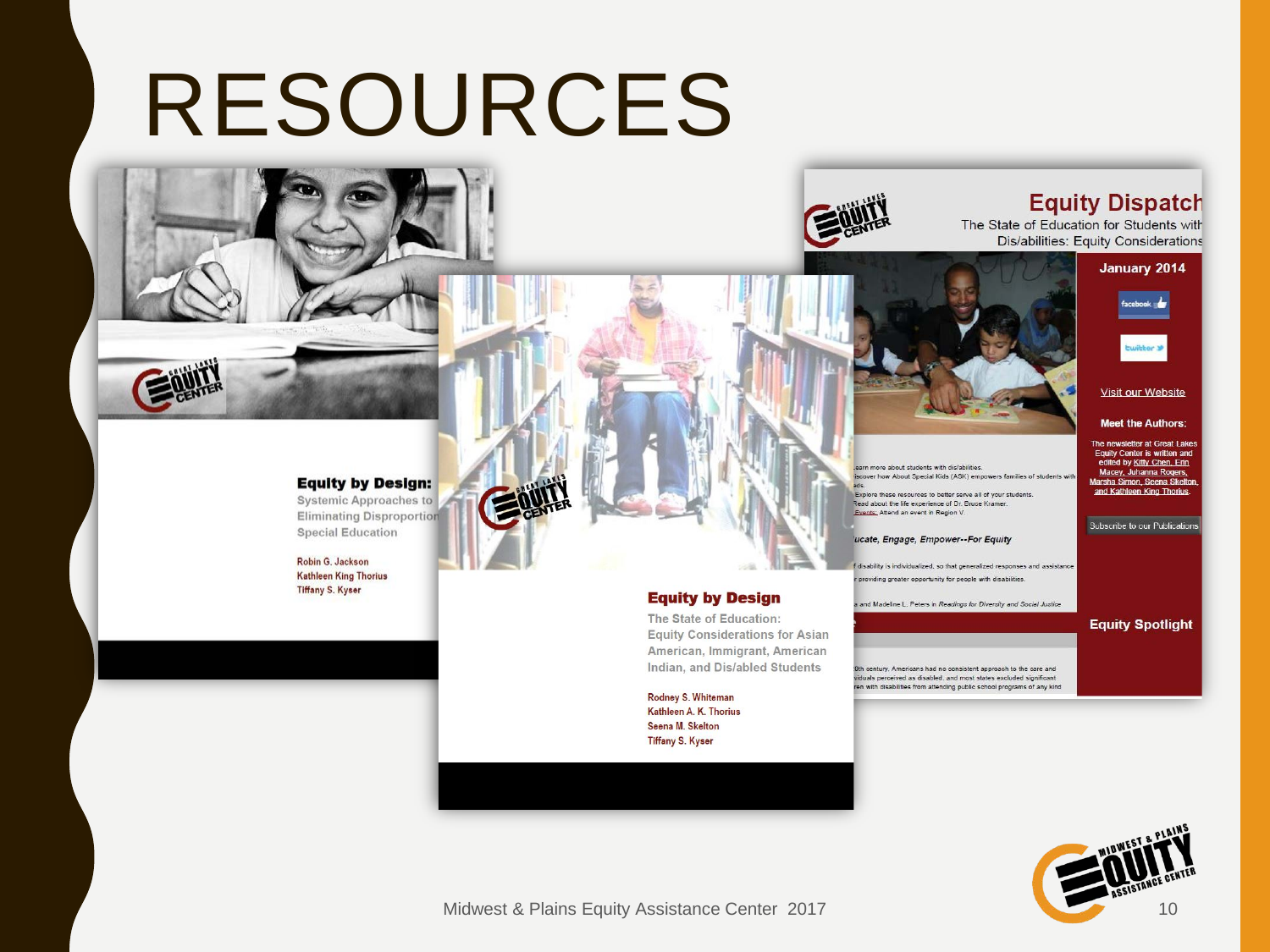# RESOURCES

**Equity by Design:**
Systemic Approaches to Eliminating Disproportion
Special Education

Robin G. Jackson
Kathleen King Thorius
Tiffany S. Kyser

**Equity by Design**
The State of Education: Equity Considerations for Asian American, Immigrant, American Indian, and Dis/abled Students

Rodney S. Whiteman
Kathleen A. K. Thorius
Seena M. Skelton
Tiffany S. Kyser

**Equity Dispatch**
The State of Education for Students with Dis/abilities: Equity Considerations

January 2014

facebook

twitter

Visit our Website

Meet the Authors:

The newsletter at Great Lakes Equity Center is written and edited by Kitty Chen, Erin Macey, Juhanna Rogers, Marsha Simon, Seena Skelton, and Kathleen King Thorius.

Subscribe to our Publications

Equity Spotlight

Midwest & Plains Equity Assistance Center 2017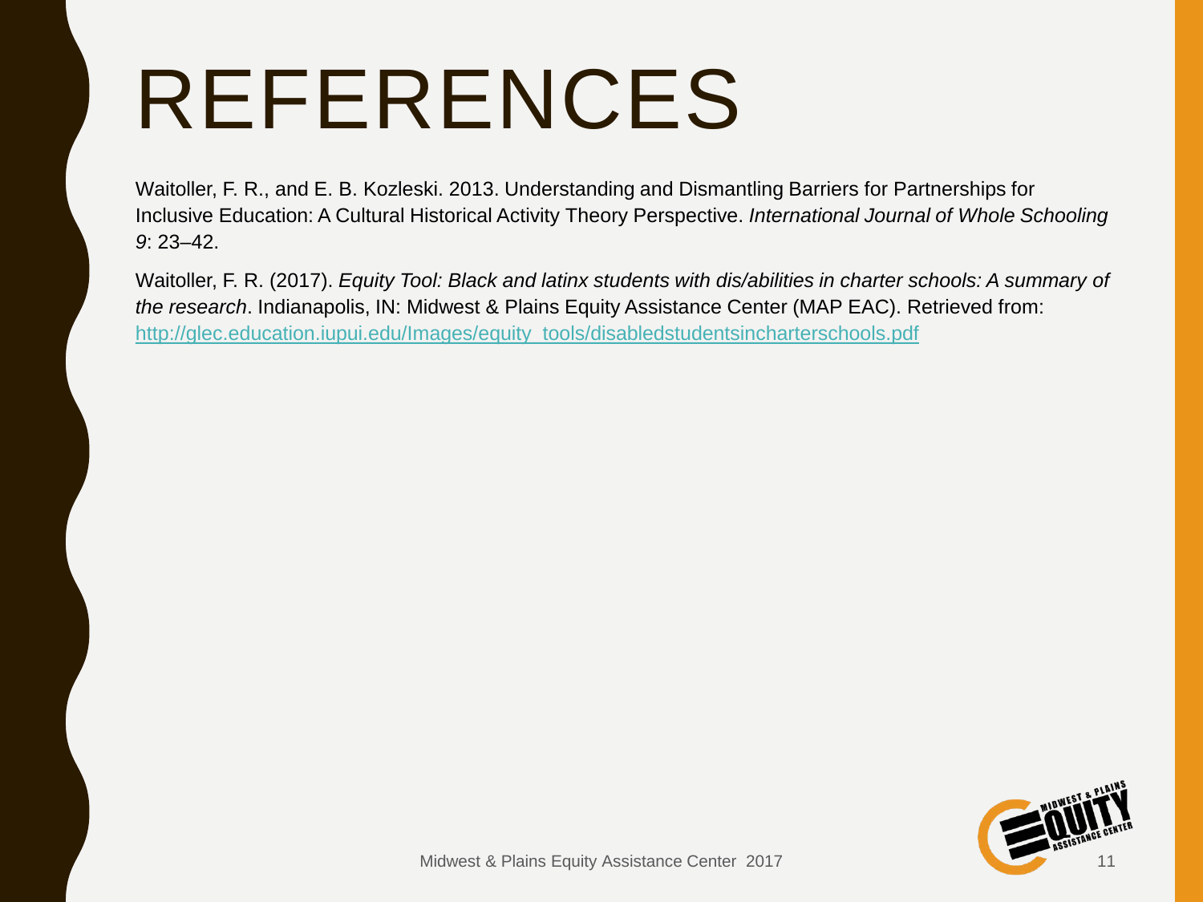# REFERENCES

Waitoller, F. R., and E. B. Kozleski. 2013. Understanding and Dismantling Barriers for Partnerships for Inclusive Education: A Cultural Historical Activity Theory Perspective. *International Journal of Whole Schooling 9*: 23–42.

Waitoller, F. R. (2017). *Equity Tool: Black and latinx students with dis/abilities in charter schools: A summary of the research*. Indianapolis, IN: Midwest & Plains Equity Assistance Center (MAP EAC). Retrieved from: [http://glec.education.iupui.edu/Images/equity_tools/disabledstudentsincharterschools.pdf](http://glec.education.iupui.edu/Images/equity_tools/disabledstudentsincharterschools.pdf)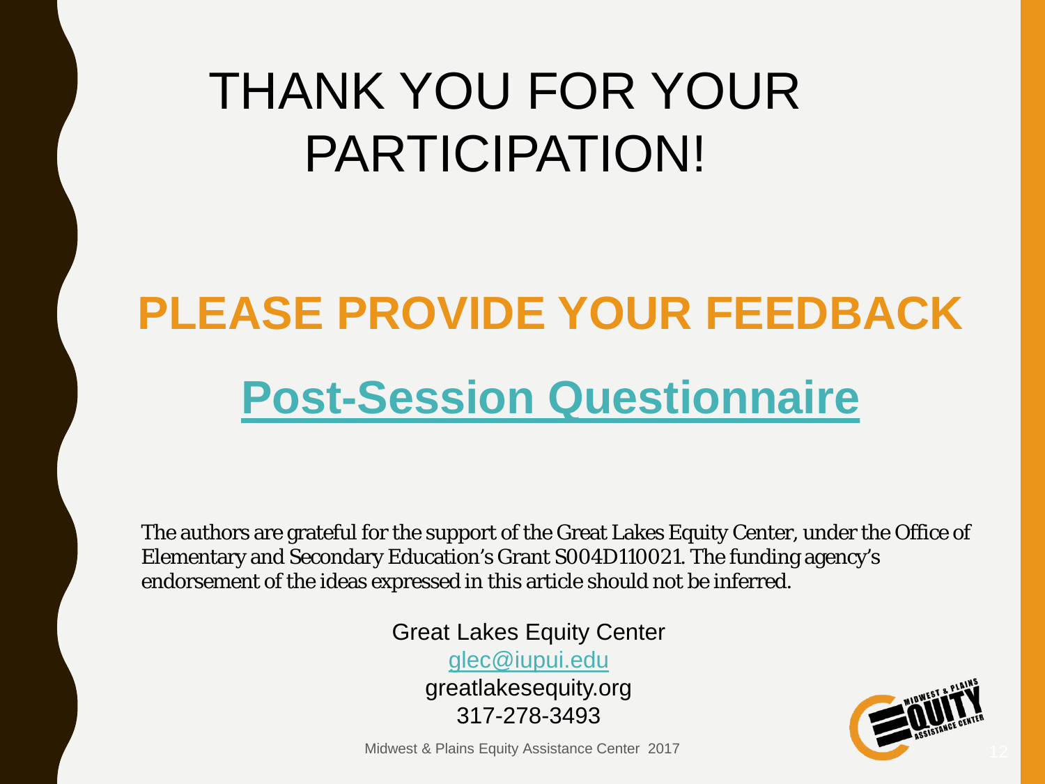# THANK YOU FOR YOUR PARTICIPATION!

## PLEASE PROVIDE YOUR FEEDBACK

## Post-Session Questionnaire

The authors are grateful for the support of the Great Lakes Equity Center, under the Office of Elementary and Secondary Education's Grant S004D110021. The funding agency's endorsement of the ideas expressed in this article should not be inferred.

Great Lakes Equity Center
glec@iupui.edu
greatlakesequity.org
317-278-3493

Midwest & Plains Equity Assistance Center 2017